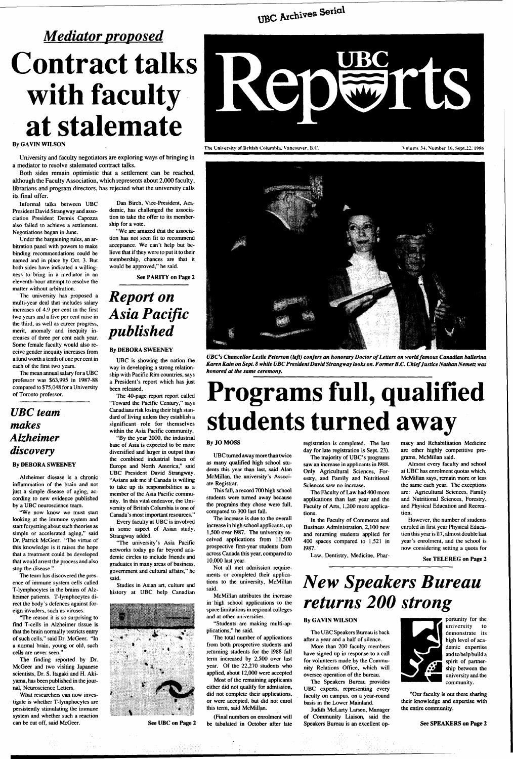UBC Archives Serial

# UBC Reports

The University of British Columbia, Vancouver, B.C. — Volume 34, Number 16, Sept.22, 1988

## *Mediator proposed*

# Contract talks with faculty at stalemate

**By GAVIN WILSON**

University and faculty negotiators are exploring ways of bringing in a mediator to resolve stalemated contract talks.

Both sides remain optimistic that a settlement can be reached, although the Faculty Association, which represents about 2,000 faculty, librarians and program directors, has rejected what the university calls its final offer.

Informal talks between UBC President David Strangway and association President Dennis Capozza also failed to achieve a settlement. Negotiations began in June.

Under the bargaining rules, an arbitration panel with powers to make binding recommendations could be named and in place by Oct. 3. But both sides have indicated a willingness to bring in a mediator in an eleventh-hour attempt to resolve the matter without arbitration.

The university has proposed a multi-year deal that includes salary increases of 4.9 per cent in the first two years and a five per cent raise in the third, as well as career progress, merit, anomaly and inequity increases of three per cent each year. Some female faculty would also receive gender inequity increases from a fund worth a tenth of one per cent in each of the first two years.

The mean annual salary for a UBC professor was $63,995 in 1987-88 compared to $75,048 for a University of Toronto professor.

Dan Birch, Vice-President, Academic, has challenged the association to take the offer to its membership for a vote.

"We are amazed that the association has not seen fit to recommend acceptance. We can't help but believe that if they were to put it to their membership, chances are that it would be approved," he said.

See PARITY on Page 2

*UBC's Chancellor Leslie Peterson (left) confers an honorary Doctor of Letters on world famous Canadian ballerina Karen Kain on Sept. 8 while UBC President David Strangway looks on. Former B.C. Chief Justice Nathan Nemetz was honored at the same ceremony.*

## *UBC team makes Alzheimer discovery*

**By DEBORA SWEENEY**

Alzheimer disease is a chronic inflammation of the brain and not just a simple disease of aging, according to new evidence published by a UBC neuroscience team.

"We now know we must start looking at the immune system and start forgetting about such theories as simple or accelerated aging," said Dr. Patrick McGeer. "The virtue of this knowledge is it raises the hope that a treatment could be developed that would arrest the process and also stop the disease."

The team has discovered the presence of immune system cells called T-lymphocytes in the brains of Alzheimer patients. T-lymphocytes direct the body's defences against foreign invaders, such as viruses.

"The reason it is so surprising to find T-cells in Alzheimer tissue is that the brain normally restricts entry of such cells," said Dr. McGeer. "In a normal brain, young or old, such cells are never seen."

The finding reported by Dr. McGeer and two visiting Japanese scientists, Dr. S. Itagaki and H. Akiyama, has been published in the journal, Neuroscience Letters.

What researchers can now investigate is whether T-lymphocytes are persistently stimulating the immune system and whether such a reaction can be cut off, said McGeer.

## *Report on Asia Pacific published*

**By DEBORA SWEENEY**

UBC is showing the nation the way in developing a strong relationship with Pacific Rim countries, says a President's report which has just been released.

The 40-page report report called "Toward the Pacific Century," says Canadians risk losing their high standard of living unless they establish a significant role for themselves within the Asia Pacific community.

"By the year 2000, the industrial base of Asia is expected to be more diversified and larger in output than the combined industrial bases of Europe and North America," said UBC President David Strangway. "Asians ask me if Canada is willing to take up its responsibilities as a member of the Asia Pacific community. In this vital endeavor, the University of British Columbia is one of Canada's most important resources."

Every faculty at UBC is involved in some aspect of Asian study, Strangway added.

"The university's Asia Pacific networks today go far beyond academic circles to include friends and graduates in many areas of business, government and cultural affairs," he said.

Studies in Asian art, culture and history at UBC help Canadian

See UBC on Page 2

# Programs full, qualified students turned away

**By JO MOSS**

UBC turned away more than twice as many qualified high school students this year than last, said Alan McMillan, the university's Associate Registrar.

This fall, a record 700 high school students were turned away because the programs they chose were full, compared to 300 last fall.

The increase is due to the overall increase in high school applicants, up 1,500 over 1987. The university received applications from 11,500 prospective first-year students from across Canada this year, compared to 10,000 last year.

Not all met admission requirements or completed their applications to the university, McMillan said.

McMillan attributes the increase in high school applications to the space limitations in regional colleges and at other universities.

"Students are making multi-applications," he said.

The total number of applications from both prospective students and returning students for the 1988 fall term increased by 2,500 over last year. Of the 22,270 students who applied, about 12,000 were accepted

Most of the remaining applicants either did not qualify for admission, did not complete their applications, or were accepted, but did not enrol this term, said McMillan.

(Final numbers on enrolment will be tabulated in October after late registration is completed. The last day for late registration is Sept. 23).

The majority of UBC's programs saw an increase in applicants in 1988. Only Agricultural Sciences, Forestry, and Family and Nutritional Sciences saw no increase.

The Faculty of Law had 400 more applications than last year and the Faculty of Arts, 1,200 more applications.

In the Faculty of Commerce and Business Administration, 2,100 new and returning students applied for 400 spaces compared to 1,521 in 1987.

Law, Dentistry, Medicine, Pharmacy and Rehabilitation Medicine are other highly competitive programs, McMillan said.

Almost every faculty and school at UBC has enrolment quotas which, McMillan says, remain more or less the same each year. The exceptions are: Agricultural Sciences, Family and Nutritional Sciences, Forestry, and Physical Education and Recreation.

However, the number of students enroled in first year Physical Education this year is 117, almost double last year's enrolment, and the school is now considering setting a quota for

See TELEREG on Page 2

## *New Speakers Bureau returns 200 strong*

**By GAVIN WILSON**

The UBC Speakers Bureau is back after a year and a half of silence.

More than 200 faculty members have signed up in response to a call for volunteers made by the Community Relations Office, which will oversee operation of the bureau.

The Speakers Bureau provides UBC experts, representing every faculty on campus, on a year-round basis in the Lower Mainland.

Judith McLarty Larsen, Manager of Community Liaison, said the Speakers Bureau is an excellent opportunity for the university to demonstrate its high level of academic expertise and to help build a spirit of partnership between the university and the community.

"Our faculty is out there sharing their knowledge and expertise with the entire community.

See SPEAKERS on Page 2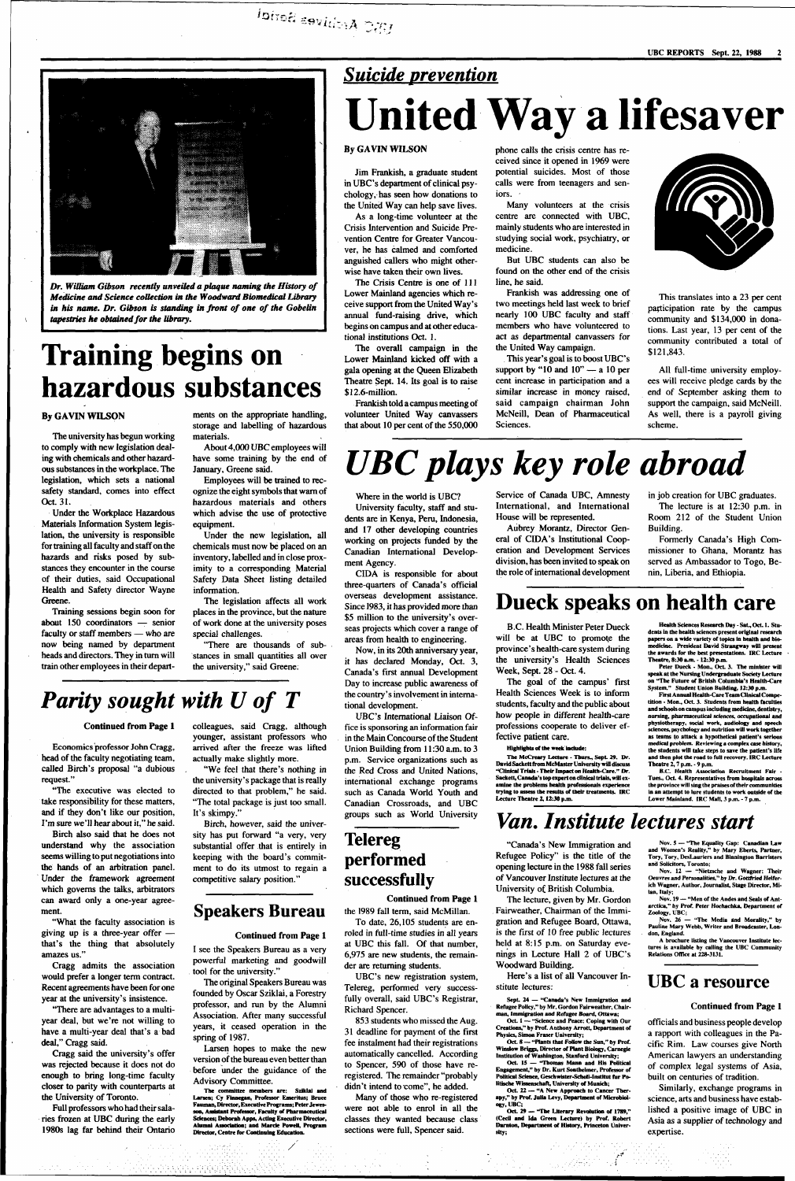*Dr. William Gibson recently unveiled a plaque naming the History of Medicine and Science collection in the Woodward Biomedical Library in his name. Dr. Gibson is standing in front of one of the Gobelin tapestries he obtained for the library.*

# Training begins on hazardous substances

**By GAVIN WILSON**

The university has begun working to comply with new legislation dealing with chemicals and other hazardous substances in the workplace. The legislation, which sets a national safety standard, comes into effect Oct. 31.

Under the Workplace Hazardous Materials Information System legislation, the university is responsible for training all faculty and staff on the hazards and risks posed by substances they encounter in the course of their duties, said Occupational Health and Safety director Wayne Greene.

Training sessions begin soon for about 150 coordinators — senior faculty or staff members — who are now being named by department heads and directors. They in turn will train other employees in their departments on the appropriate handling, storage and labelling of hazardous materials.

About 4,000 UBC employees will have some training by the end of January, Greene said.

Employees will be trained to recognize the eight symbols that warn of hazardous materials and others which advise the use of protective equipment.

Under the new legislation, all chemicals must now be placed on an inventory, labelled and in close proximity to a corresponding Material Safety Data Sheet listing detailed information.

The legislation affects all work places in the province, but the nature of work done at the university poses special challenges.

"There are thousands of substances in small quantities all over the university," said Greene.

## *Parity sought with U of T*

**Continued from Page 1**

Economics professor John Cragg, head of the faculty negotiating team, called Birch's proposal "a dubious request."

"The executive was elected to take responsibility for these matters, and if they don't like our position, I'm sure we'll hear about it," he said.

Birch also said that he does not understand why the association seems willing to put negotiations into the hands of an arbitration panel. Under the framework agreement which governs the talks, arbitrators can award only a one-year agreement.

"What the faculty association is giving up is a three-year offer — that's the thing that absolutely amazes us."

Cragg admits the association would prefer a longer term contract. Recent agreements have been for one year at the university's insistence.

"There are advantages to a multi-year deal, but we're not willing to have a multi-year deal that's a bad deal," Cragg said.

Cragg said the university's offer was rejected because it does not do enough to bring long-time faculty closer to parity with counterparts at the University of Toronto.

Full professors who had their salaries frozen at UBC during the early 1980s lag far behind their Ontario colleagues, said Cragg, although younger, assistant professors who arrived after the freeze was lifted actually make slightly more.

"We feel that there's nothing in the university's package that is really directed to that problem," he said. "The total package is just too small. It's skimpy."

Birch, however, said the university has put forward "a very, very substantial offer that is entirely in keeping with the board's commitment to do its utmost to regain a competitive salary position."

## Speakers Bureau

**Continued from Page 1**

I see the Speakers Bureau as a very powerful marketing and goodwill tool for the university."

The original Speakers Bureau was founded by Oscar Sziklai, a Forestry professor, and run by the Alumni Association. After many successful years, it ceased operation in the spring of 1987.

Larsen hopes to make the new version of the bureau even better than before under the guidance of the Advisory Committee.

**The committee members are: Sziklai and Larsen; Cy Finnegan, Professor Emeritus; Bruce Fauman, Director, Executive Programs; Peter Jewesson, Assistant Professor, Faculty of Pharmaceutical Sciences; Deborah Apps, Acting Executive Director, Alumni Association; and Marcie Powell, Program Director, Centre for Continuing Education.**

## *Suicide prevention*

# United Way a lifesaver

**By GAVIN WILSON**

Jim Frankish, a graduate student in UBC's department of clinical psychology, has seen how donations to the United Way can help save lives.

As a long-time volunteer at the Crisis Intervention and Suicide Prevention Centre for Greater Vancouver, he has calmed and comforted anguished callers who might otherwise have taken their own lives.

The Crisis Centre is one of 111 Lower Mainland agencies which receive support from the United Way's annual fund-raising drive, which begins on campus and at other educational institutions Oct. 1.

The overall campaign in the Lower Mainland kicked off with a gala opening at the Queen Elizabeth Theatre Sept. 14. Its goal is to raise \$12.6-million.

Frankish told a campus meeting of volunteer United Way canvassers that about 10 per cent of the 550,000 phone calls the crisis centre has received since it opened in 1969 were potential suicides. Most of those calls were from teenagers and seniors.

Many volunteers at the crisis centre are connected with UBC, mainly students who are interested in studying social work, psychiatry, or medicine.

But UBC students can also be found on the other end of the crisis line, he said.

Frankish was addressing one of two meetings held last week to brief nearly 100 UBC faculty and staff members who have volunteered to act as departmental canvassers for the United Way campaign.

This year's goal is to boost UBC's support by "10 and 10" — a 10 per cent increase in participation and a similar increase in money raised, said campaign chairman John McNeill, Dean of Pharmaceutical Sciences.

This translates into a 23 per cent participation rate by the campus community and \$134,000 in donations. Last year, 13 per cent of the community contributed a total of \$121,843.

All full-time university employees will receive pledge cards by the end of September asking them to support the campaign, said McNeill. As well, there is a payroll giving scheme.

# *UBC plays key role abroad*

Where in the world is UBC?

University faculty, staff and students are in Kenya, Peru, Indonesia, and 17 other developing countries working on projects funded by the Canadian International Development Agency.

CIDA is responsible for about three-quarters of Canada's official overseas development assistance. Since 1983, it has provided more than \$5 million to the university's overseas projects which cover a range of areas from health to engineering.

Now, in its 20th anniversary year, it has declared Monday, Oct. 3, Canada's first annual Development Day to increase public awareness of the country's involvement in international development.

UBC's International Liaison Office is sponsoring an information fair in the Main Concourse of the Student Union Building from 11:30 a.m. to 3 p.m. Service organizations such as the Red Cross and United Nations, international exchange programs such as Canada World Youth and Canadian Crossroads, and UBC groups such as World University Service of Canada UBC, Amnesty International, and International House will be represented.

Aubrey Morantz, Director General of CIDA's Institutional Cooperation and Development Services division, has been invited to speak on the role of international development in job creation for UBC graduates.

The lecture is at 12:30 p.m. in Room 212 of the Student Union Building.

Formerly Canada's High Commissioner to Ghana, Morantz has served as Ambassador to Togo, Benin, Liberia, and Ethiopia.

## Telereg performed successfully

**Continued from Page 1**

the 1989 fall term, said McMillan.

To date, 26,105 students are enrolled in full-time studies in all years at UBC this fall. Of that number, 6,975 are new students, the remainder are returning students.

UBC's new registration system, Telereg, performed very successfully overall, said UBC's Registrar, Richard Spencer.

853 students who missed the Aug. 31 deadline for payment of the first fee instalment had their registrations automatically cancelled. According to Spencer, 590 of those have re-registered. The remainder "probably didn't intend to come", he added.

Many of those who re-registered were not able to enrol in all the classes they wanted because class sections were full, Spencer said.

# Dueck speaks on health care

B.C. Health Minister Peter Dueck will be at UBC to promote the province's health-care system during the university's Health Sciences Week, Sept. 28 - Oct. 4.

The goal of the campus' first Health Sciences Week is to inform students, faculty and the public about how people in different health-care professions cooperate to deliver effective patient care.

**Highlights of the week include:**

**The McCreary Lecture - Thurs., Sept. 29. Dr. David Sackett from McMaster University will discuss "Clinical Trials - Their Impact on Health-Care." Dr. Sackett, Canada's top expert on clinical trials, will examine the problems health professionals experience trying to assess the results of their treatments. IRC Lecture Theatre 2, 12:30 p.m.**

**Health Sciences Research Day - Sat., Oct. 1. Students in the health sciences present original research papers on a wide variety of topics in health and biomedicine. President David Strangway will present the awards for the best presentations. IRC Lecture Theatre, 8:30 a.m. - 12:30 p.m.**

**Peter Dueck - Mon., Oct. 3. The minister will speak at the Nursing Undergraduate Society Lecture on "The Future of British Columbia's Health-Care System." Student Union Building, 12:30 p.m.**

**First Annual Health-Care Team Clinical Competition - Mon., Oct. 3. Students from health faculties and schools on campus including medicine, dentistry, nursing, pharmaceutical sciences, occupational and physiotherapy, social work, audiology and speech sciences, psychology and nutrition will work together as teams to attack a hypothetical patient's serious medical problem. Reviewing a complex case history, the students will take steps to save the patient's life and then plot the road to full recovery. IRC Lecture Theatre 2, 7 p.m. - 9 p.m.**

**B.C. Health Association Recruitment Fair - Tues., Oct. 4. Representatives from hospitals across the province will sing the praises of their communities in an attempt to lure students to work outside of the Lower Mainland. IRC Mall, 3 p.m. - 7 p.m.**

# *Van. Institute lectures start*

"Canada's New Immigration and Refugee Policy" is the title of the opening lecture in the 1988 fall series of Vancouver Institute lectures at the University of British Columbia.

The lecture, given by Mr. Gordon Fairweather, Chairman of the Immigration and Refugee Board, Ottawa, is the first of 10 free public lectures held at 8:15 p.m. on Saturday evenings in Lecture Hall 2 of UBC's Woodward Building.

Here's a list of all Vancouver Institute lectures:

**Sept. 24 — "Canada's New Immigration and Refugee Policy," by Mr. Gordon Fairweather, Chairman, Immigration and Refugee Board, Ottawa;**

**Oct. 1 — "Science and Peace: Coping with Our Creations," by Prof. Anthony Arrott, Department of Physics, Simon Fraser University;**

**Oct. 8 — "Plants that Follow the Sun," by Prof. Winslow Briggs, Director of Plant Biology, Carnegie Institution of Washington, Stanford University;**

**Oct. 15 — "Thomas Mann and His Political Engagement," by Dr. Kurt Sontheimer, Professor of Political Science, Geschwister-Scholl-Institut für Politische Wissenschaft, University of Munich;**

**Oct. 22 — "A New Approach to Cancer Therapy," by Prof. Julia Levy, Department of Microbiology, UBC;**

**Oct. 29 — "The Literary Revolution of 1789," (Cecil and Ida Green Lecture) by Prof. Robert Darnton, Department of History, Princeton University;**

**Nov. 5 — "The Equality Gap: Canadian Law and Women's Reality," by Mary Eberts, Partner, Tory, Tory, DesLauriers and Binnington Barristers and Solicitors, Toronto;**

**Nov. 12 — "Nietzsche and Wagner: Their Oeuvres and Personalities," by Dr. Gottfried Helfferich Wagner, Author, Journalist, Stage Director, Milan, Italy;**

**Nov. 19 — "Men of the Andes and Seals of Antarctica," by Prof. Peter Hochachka, Department of Zoology, UBC;**

**Nov. 26 — "The Media and Morality," by Pauline Mary Webb, Writer and Broadcaster, London, England.**

**A brochure listing the Vancouver Institute lectures is available by calling the UBC Community Relations Office at 228-3131.**

## UBC a resource

**Continued from Page 1**

officials and business people develop a rapport with colleagues in the Pacific Rim. Law courses give North American lawyers an understanding of complex legal systems of Asia, built on centuries of tradition.

Similarly, exchange programs in science, arts and business have established a positive image of UBC in Asia as a supplier of technology and expertise.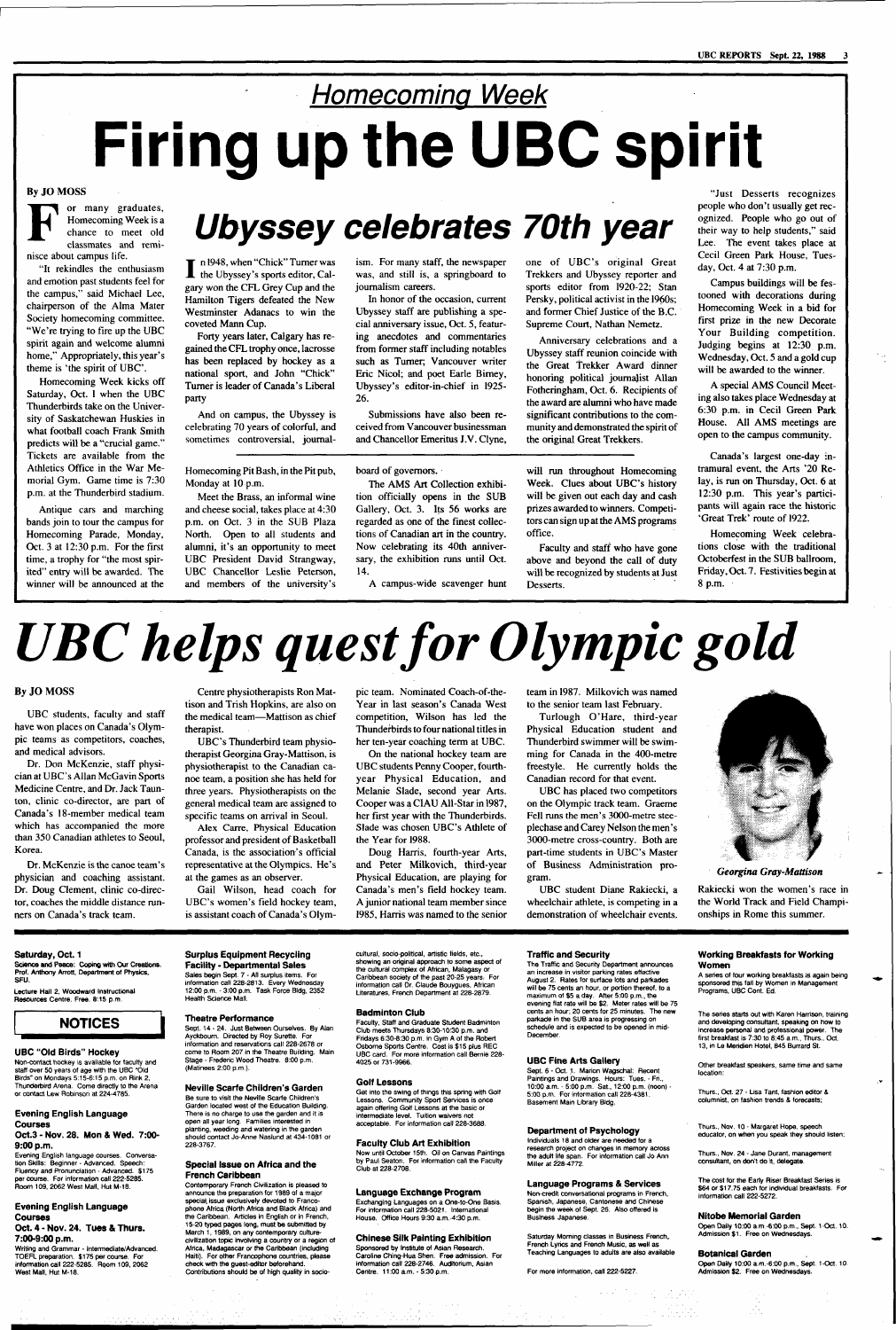# Homecoming Week

# Firing up the UBC spirit

By JO MOSS

For many graduates, Homecoming Week is a chance to meet old classmates and reminisce about campus life.

"It rekindles the enthusiasm and emotion past students feel for the campus," said Michael Lee, chairperson of the Alma Mater Society homecoming committee. "We're trying to fire up the UBC spirit again and welcome alumni home." Appropriately, this year's theme is 'the spirit of UBC'.

Homecoming Week kicks off Saturday, Oct. 1 when the UBC Thunderbirds take on the University of Saskatchewan Huskies in what football coach Frank Smith predicts will be a "crucial game." Tickets are available from the Athletics Office in the War Memorial Gym. Game time is 7:30 p.m. at the Thunderbird stadium.

Antique cars and marching bands join to tour the campus for Homecoming Parade, Monday, Oct. 3 at 12:30 p.m. For the first time, a trophy for "the most spirited" entry will be awarded. The winner will be announced at the Homecoming Pit Bash, in the Pit pub, Monday at 10 p.m.

Meet the Brass, an informal wine and cheese social, takes place at 4:30 p.m. on Oct. 3 in the SUB Plaza North. Open to all students and alumni, it's an opportunity to meet UBC President David Strangway, UBC Chancellor Leslie Peterson, and members of the university's board of governors.

The AMS Art Collection exhibition officially opens in the SUB Gallery, Oct. 3. Its 56 works are regarded as one of the finest collections of Canadian art in the country. Now celebrating its 40th anniversary, the exhibition runs until Oct. 14.

A campus-wide scavenger hunt will run throughout Homecoming Week. Clues about UBC's history will be given out each day and cash prizes awarded to winners. Competitors can sign up at the AMS programs office.

Faculty and staff who have gone above and beyond the call of duty will be recognized by students at Just Desserts.

"Just Desserts recognizes people who don't usually get recognized. People who go out of their way to help students," said Lee. The event takes place at Cecil Green Park House, Tuesday, Oct. 4 at 7:30 p.m.

Campus buildings will be festooned with decorations during Homecoming Week in a bid for first prize in the new Decorate Your Building competition. Judging begins at 12:30 p.m. Wednesday, Oct. 5 and a gold cup will be awarded to the winner.

A special AMS Council Meeting also takes place Wednesday at 6:30 p.m. in Cecil Green Park House. All AMS meetings are open to the campus community.

Canada's largest one-day intramural event, the Arts '20 Relay, is run on Thursday, Oct. 6 at 12:30 p.m. This year's participants will again race the historic 'Great Trek' route of 1922.

Homecoming Week celebrations close with the traditional Octoberfest in the SUB ballroom, Friday, Oct. 7. Festivities begin at 8 p.m.

## *Ubyssey celebrates 70th year*

In 1948, when "Chick" Turner was the Ubyssey's sports editor, Calgary won the CFL Grey Cup and the Hamilton Tigers defeated the New Westminster Adanacs to win the coveted Mann Cup.

Forty years later, Calgary has regained the CFL trophy once, lacrosse has been replaced by hockey as a national sport, and John "Chick" Turner is leader of Canada's Liberal party

And on campus, the Ubyssey is celebrating 70 years of colorful, and sometimes controversial, journalism. For many staff, the newspaper was, and still is, a springboard to journalism careers.

In honor of the occasion, current Ubyssey staff are publishing a special anniversary issue, Oct. 5, featuring anecdotes and commentaries from former staff including notables such as Turner; Vancouver writer Eric Nicol; and poet Earle Birney, Ubyssey's editor-in-chief in 1925-26.

Submissions have also been received from Vancouver businessman and Chancellor Emeritus J.V. Clyne, one of UBC's original Great Trekkers and Ubyssey reporter and sports editor from 1920-22; Stan Persky, political activist in the 1960s; and former Chief Justice of the B.C. Supreme Court, Nathan Nemetz.

Anniversary celebrations and a Ubyssey staff reunion coincide with the Great Trekker Award dinner honoring political journalist Allan Fotheringham, Oct. 6. Recipients of the award are alumni who have made significant contributions to the community and demonstrated the spirit of the original Great Trekkers.

# *UBC helps quest for Olympic gold*

By JO MOSS

UBC students, faculty and staff have won places on Canada's Olympic teams as competitors, coaches, and medical advisors.

Dr. Don McKenzie, staff physician at UBC's Allan McGavin Sports Medicine Centre, and Dr. Jack Taunton, clinic co-director, are part of Canada's 18-member medical team which has accompanied the more than 350 Canadian athletes to Seoul, Korea.

Dr. McKenzie is the canoe team's physician and coaching assistant. Dr. Doug Clement, clinic co-director, coaches the middle distance runners on Canada's track team.

Centre physiotherapists Ron Mattison and Trish Hopkins, are also on the medical team—Mattison as chief therapist.

UBC's Thunderbird team physiotherapist Georgina Gray-Mattison, is physiotherapist to the Canadian canoe team, a position she has held for three years. Physiotherapists on the general medical team are assigned to specific teams on arrival in Seoul.

Alex Carre, Physical Education professor and president of Basketball Canada, is the association's official representative at the Olympics. He's at the games as an observer.

Gail Wilson, head coach for UBC's women's field hockey team, is assistant coach of Canada's Olympic team. Nominated Coach-of-the-Year in last season's Canada West competition, Wilson has led the Thunderbirds to four national titles in her ten-year coaching term at UBC.

On the national hockey team are UBC students Penny Cooper, fourth-year Physical Education, and Melanie Slade, second year Arts. Cooper was a CIAU All-Star in 1987, her first year with the Thunderbirds. Slade was chosen UBC's Athlete of the Year for 1988.

Doug Harris, fourth-year Arts, and Peter Milkovich, third-year Physical Education, are playing for Canada's men's field hockey team. A junior national team member since 1985, Harris was named to the senior team in 1987. Milkovich was named to the senior team last February.

Turlough O'Hare, third-year Physical Education student and Thunderbird swimmer will be swimming for Canada in the 400-metre freestyle. He currently holds the Canadian record for that event.

UBC has placed two competitors on the Olympic track team. Graeme Fell runs the men's 3000-metre steeplechase and Carey Nelson the men's 3000-metre cross-country. Both are part-time students in UBC's Master of Business Administration program.

UBC student Diane Rakiecki, a wheelchair athlete, is competing in a demonstration of wheelchair events. Rakiecki won the women's race in the World Track and Field Championships in Rome this summer.

*Georgina Gray-Mattison*

**Saturday, Oct. 1**
**Science and Peace: Coping with Our Creations.** Prof. Anthony Arrott, Department of Physics, SFU.
Lecture Hall 2, Woodward Instructional Resources Centre. 8:15 p.m.

## NOTICES

**UBC "Old Birds" Hockey**
Non-contact hockey is available for faculty and staff over 50 years of age with the UBC "Old Birds" on Mondays 5:15-6:15 p.m. on Rink 2, Thunderbird Arena. Come directly to the Arena or contact Lew Robinson at 224-4785.

**Evening English Language Courses**
**Oct.3 - Nov. 28. Mon & Wed. 7:00-9:00 p.m.**
Evening English language courses. Conversation Skills: Beginner - Advanced. Speech: Fluency and Pronunciation - Advanced. $175 per course. For information call 222-5285. Room 109, 2062 West Mall, Hut M-18.

**Evening English Language Courses**
**Oct. 4 - Nov. 24. Tues & Thurs. 7:00-9:00 p.m.**
Writing and Grammar - Intermediate/Advanced. TOEFL preparation. $175 per course. For information call 222-5285. Room 109, 2062 West Mall, Hut M-18.

**Surplus Equipment Recycling Facility - Departmental Sales**
Sales begin Sept. 7 - All surplus items. For information call 228-2813. Every Wednesday 12:00 p.m. - 3:00 p.m. Task Force Bldg, 2352 Health Science Mall.

**Theatre Performance**
Sept. 14 - 24. Just Between Ourselves. By Alan Ayckbourn. Directed by Roy Surette. For information and reservations call 228-2678 or come to Room 207 in the Theatre Building. Main Stage - Frederic Wood Theatre. 8:00 p.m. (Matinees 2:00 p.m.).

**Neville Scarfe Children's Garden**
Be sure to visit the Neville Scarfe Children's Garden located west of the Education Building. There is no charge to use the garden and it is open all year long. Families interested in planting, weeding and watering in the garden should contact Jo-Anne Naslund at 434-1081 or 228-3767.

**Special Issue on Africa and the French Caribbean**
Contemporary French Civilization is pleased to announce the preparation for 1989 of a major special issue exclusively devoted to Francophone Africa (North Africa and Black Africa) and the Caribbean. Articles in English or in French, 15-20 typed pages long, must be submitted by March 1, 1989, on any contemporary culture-civilization topic involving a country or a region of Africa, Madagascar or the Caribbean (including Haiti). For other Francophone countries, please check with the guest-editor beforehand. Contributions should be of high quality in socio-cultural, socio-political, artistic fields, etc., showing an original approach to some aspect of the cultural complex of African, Malagasy or Caribbean society of the past 20-25 years. For information call Dr. Claude Bouygues, African Literatures, French Department at 228-2879.

**Badminton Club**
Faculty, Staff and Graduate Student Badminton Club meets Thursdays 8:30-10:30 p.m. and Fridays 6:30-8:30 p.m. in Gym A of the Robert Osborne Sports Centre. Cost is $15 plus REC UBC card. For more information call Bernie 228-4025 or 731-9966.

**Golf Lessons**
Get into the swing of things this spring with Golf Lessons. Community Sport Services is once again offering Golf Lessons at the basic or intermediate level. Tuition waivers not acceptable. For information call 228-3688.

**Faculty Club Art Exhibition**
Now until October 15th. Oil on Canvas Paintings by Paul Seaton. For information call the Faculty Club at 228-2708.

**Language Exchange Program**
Exchanging Languages on a One-to-One Basis. For information call 228-5021. International House. Office Hours 9:30 a.m.-4:30 p.m.

**Chinese Silk Painting Exhibition**
Sponsored by Institute of Asian Research. Caroline Ching-Hua Shen. Free admission. For information call 228-2746. Auditorium, Asian Centre. 11:00 a.m. - 5:30 p.m.

**Traffic and Security**
The Traffic and Security Department announces an increase in visitor parking rates effective August 2. Rates for surface lots and parkades will be 75 cents an hour, or portion thereof, to a maximum of $5 a day. After 5:00 p.m., the evening flat rate will be $2. Meter rates will be 75 cents an hour; 20 cents for 25 minutes. The new parkade in the SUB area is progressing on schedule and is expected to be opened in mid-December.

**UBC Fine Arts Gallery**
Sept. 6 - Oct. 1. Marion Wagschal: Recent Paintings and Drawings. Hours: Tues. - Fri., 10:00 a.m. - 5:00 p.m. Sat., 12:00 p.m. (noon) - 5:00 p.m. For information call 228-4381. Basement Main Library Bldg.

**Department of Psychology**
Individuals 18 and older are needed for a research project on changes in memory across the adult life span. For information call Jo Ann Miller at 228-4772.

**Language Programs & Services**
Non-credit conversational programs in French, Spanish, Japanese, Cantonese and Chinese begin the week of Sept. 26. Also offered is Business Japanese.

Saturday Morning classes in Business French, French Lyrics and French Music, as well as Teaching Languages to adults are also available

For more information, call 222-5227.

**Working Breakfasts for Working Women**
A series of four working breakfasts is again being sponsored this fall by Women in Management Programs, UBC Cont. Ed.

The series starts out with Karen Harrison, training and developing consultant, speaking on how to increase personal and professional power. The first breakfast is 7:30 to 8:45 a.m., Thurs., Oct. 13, in Le Meridien Hotel, 845 Burrard St.

Other breakfast speakers, same time and same location:

Thurs., Oct. 27 - Lisa Tant, fashion editor & columnist, on fashion trends & forecasts;

Thurs., Nov. 10 - Margaret Hope, speech educator, on when you speak they should listen;

Thurs., Nov. 24 - Jane Durant, management consultant, on don't do it, delegate.

The cost for the Early Riser Breakfast Series is $64 or $17.75 each for individual breakfasts. For information call 222-5272.

**Nitobe Memorial Garden**
Open Daily 10:00 a.m.-6:00 p.m., Sept. 1-Oct. 10. Admission $1. Free on Wednesdays.

**Botanical Garden**
Open Daily 10:00 a.m.-6:00 p.m., Sept. 1-Oct. 10. Admission $2. Free on Wednesdays.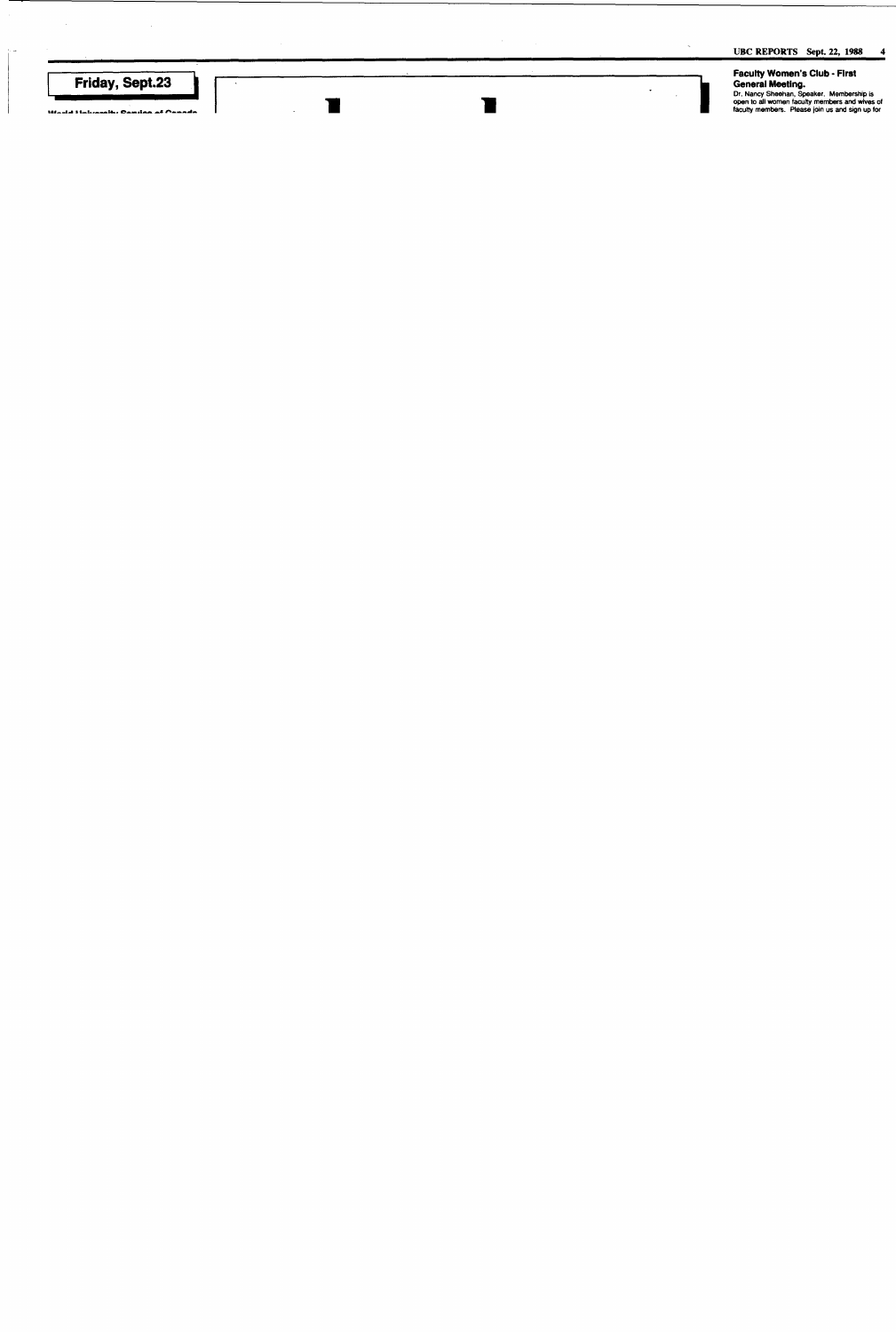## Friday, Sept.23

World University Service of Canada

### Faculty Women's Club - First General Meeting.

Dr. Nancy Sheehan, Speaker. Membership is open to all women faculty members and wives of faculty members. Please join us and sign up for